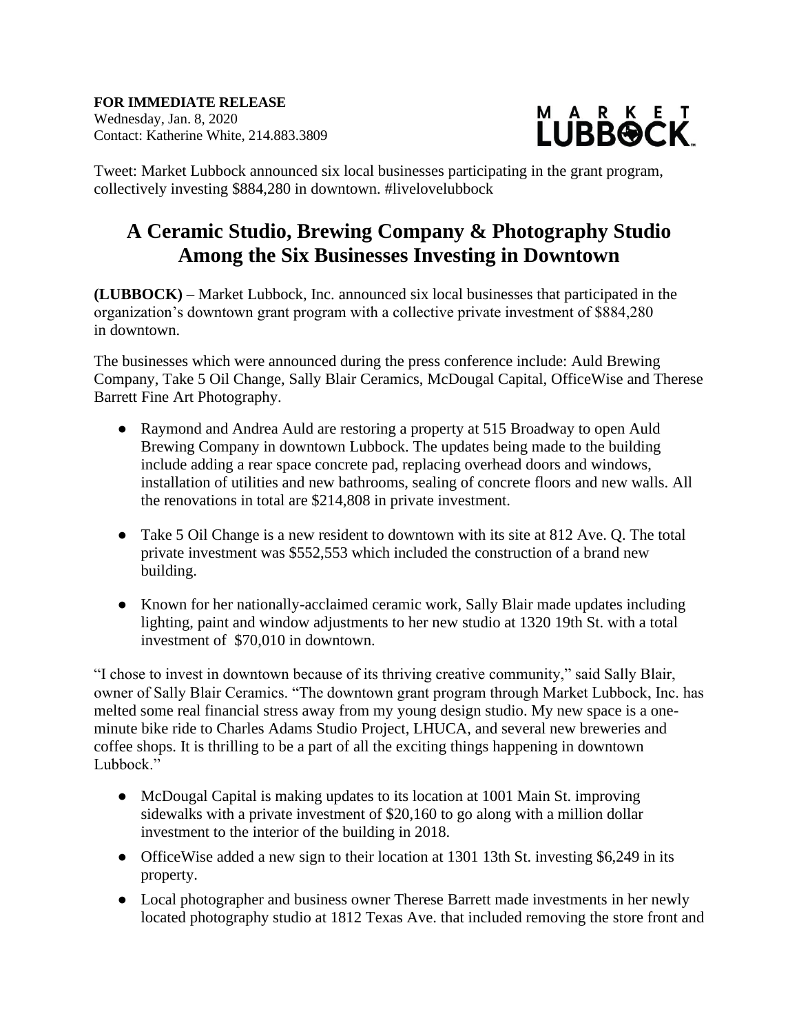**FOR IMMEDIATE RELEASE**
Wednesday, Jan. 8, 2020
Contact: Katherine White, 214.883.3809

MARKET LUBBOCK

Tweet: Market Lubbock announced six local businesses participating in the grant program, collectively investing $884,280 in downtown. #livelovelubbock

# A Ceramic Studio, Brewing Company & Photography Studio Among the Six Businesses Investing in Downtown

**(LUBBOCK)** – Market Lubbock, Inc. announced six local businesses that participated in the organization's downtown grant program with a collective private investment of $884,280 in downtown.

The businesses which were announced during the press conference include: Auld Brewing Company, Take 5 Oil Change, Sally Blair Ceramics, McDougal Capital, OfficeWise and Therese Barrett Fine Art Photography.

- Raymond and Andrea Auld are restoring a property at 515 Broadway to open Auld Brewing Company in downtown Lubbock. The updates being made to the building include adding a rear space concrete pad, replacing overhead doors and windows, installation of utilities and new bathrooms, sealing of concrete floors and new walls. All the renovations in total are $214,808 in private investment.
- Take 5 Oil Change is a new resident to downtown with its site at 812 Ave. Q. The total private investment was $552,553 which included the construction of a brand new building.
- Known for her nationally-acclaimed ceramic work, Sally Blair made updates including lighting, paint and window adjustments to her new studio at 1320 19th St. with a total investment of $70,010 in downtown.

"I chose to invest in downtown because of its thriving creative community," said Sally Blair, owner of Sally Blair Ceramics. "The downtown grant program through Market Lubbock, Inc. has melted some real financial stress away from my young design studio. My new space is a one-minute bike ride to Charles Adams Studio Project, LHUCA, and several new breweries and coffee shops. It is thrilling to be a part of all the exciting things happening in downtown Lubbock."

- McDougal Capital is making updates to its location at 1001 Main St. improving sidewalks with a private investment of $20,160 to go along with a million dollar investment to the interior of the building in 2018.
- OfficeWise added a new sign to their location at 1301 13th St. investing $6,249 in its property.
- Local photographer and business owner Therese Barrett made investments in her newly located photography studio at 1812 Texas Ave. that included removing the store front and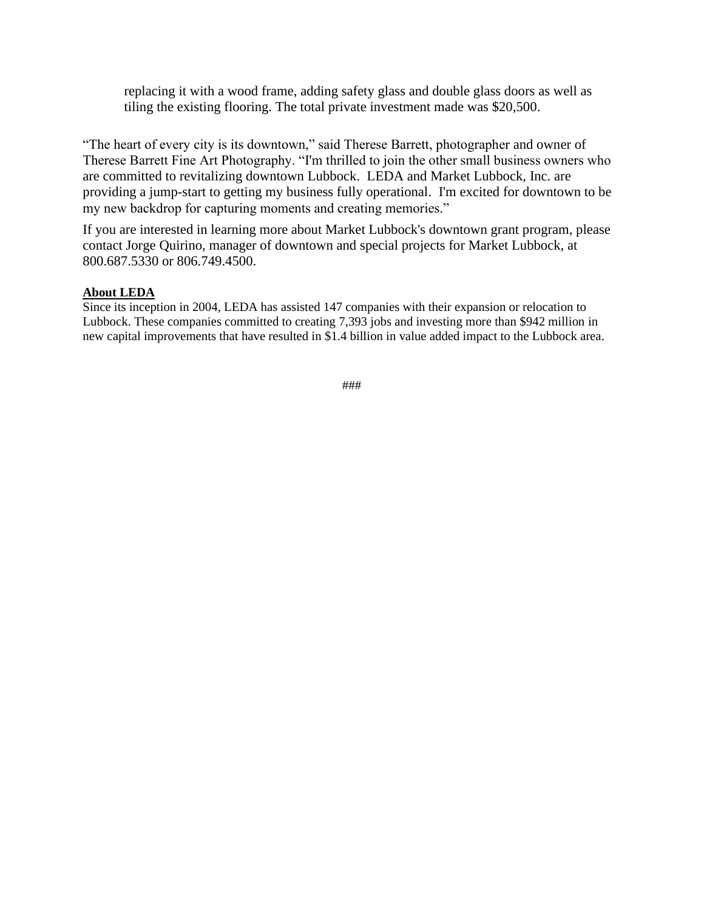replacing it with a wood frame, adding safety glass and double glass doors as well as tiling the existing flooring. The total private investment made was $20,500.

"The heart of every city is its downtown," said Therese Barrett, photographer and owner of Therese Barrett Fine Art Photography. "I'm thrilled to join the other small business owners who are committed to revitalizing downtown Lubbock. LEDA and Market Lubbock, Inc. are providing a jump-start to getting my business fully operational. I'm excited for downtown to be my new backdrop for capturing moments and creating memories."

If you are interested in learning more about Market Lubbock's downtown grant program, please contact Jorge Quirino, manager of downtown and special projects for Market Lubbock, at 800.687.5330 or 806.749.4500.

**About LEDA**

Since its inception in 2004, LEDA has assisted 147 companies with their expansion or relocation to Lubbock. These companies committed to creating 7,393 jobs and investing more than $942 million in new capital improvements that have resulted in $1.4 billion in value added impact to the Lubbock area.

###